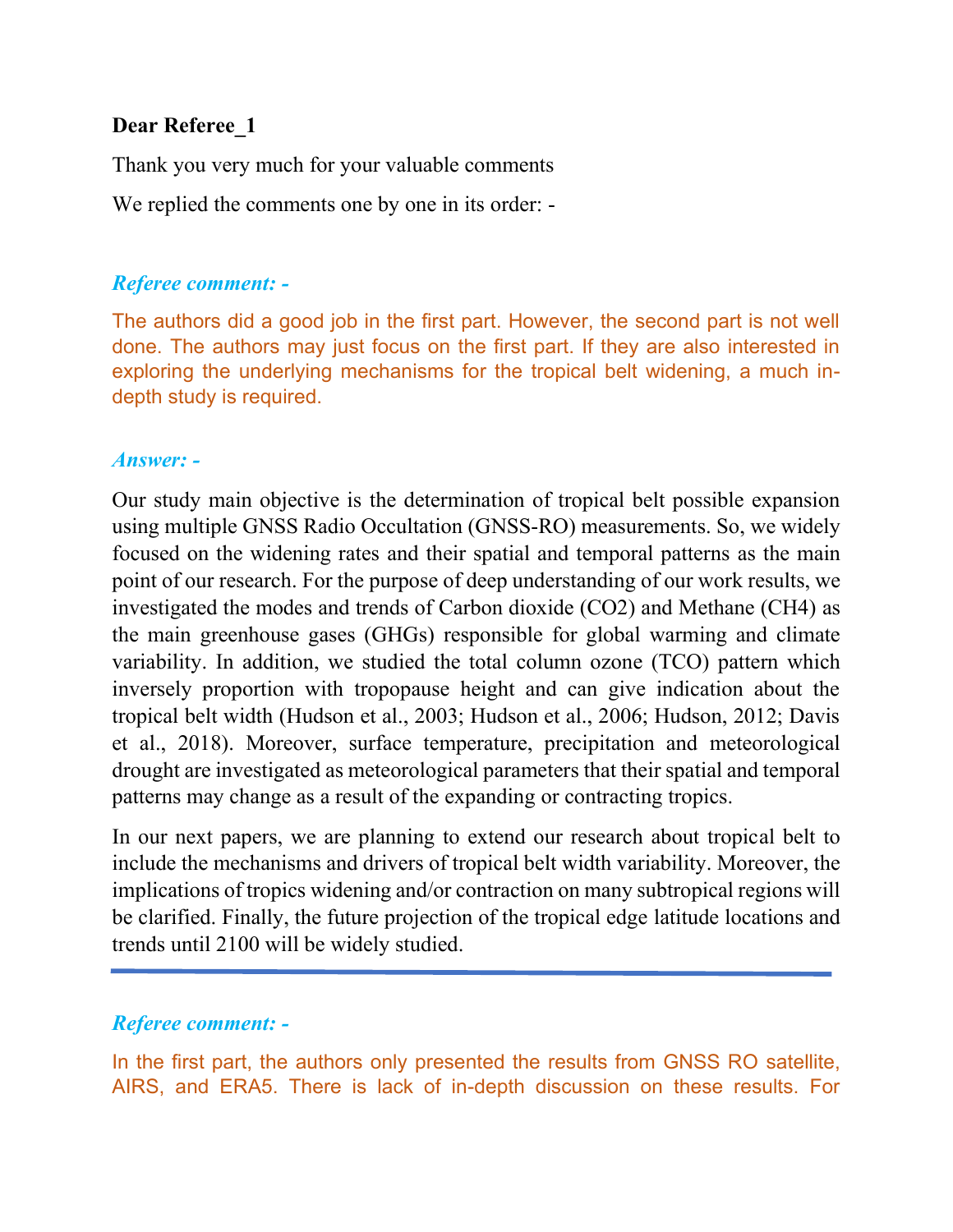**Dear Referee_1**

Thank you very much for your valuable comments

We replied the comments one by one in its order: -

***Referee comment: -***

The authors did a good job in the first part. However, the second part is not well done. The authors may just focus on the first part. If they are also interested in exploring the underlying mechanisms for the tropical belt widening, a much in-depth study is required.

***Answer: -***

Our study main objective is the determination of tropical belt possible expansion using multiple GNSS Radio Occultation (GNSS-RO) measurements. So, we widely focused on the widening rates and their spatial and temporal patterns as the main point of our research. For the purpose of deep understanding of our work results, we investigated the modes and trends of Carbon dioxide ($CO_2$) and Methane ($CH_4$) as the main greenhouse gases (GHGs) responsible for global warming and climate variability. In addition, we studied the total column ozone (TCO) pattern which inversely proportion with tropopause height and can give indication about the tropical belt width (Hudson et al., 2003; Hudson et al., 2006; Hudson, 2012; Davis et al., 2018). Moreover, surface temperature, precipitation and meteorological drought are investigated as meteorological parameters that their spatial and temporal patterns may change as a result of the expanding or contracting tropics.

In our next papers, we are planning to extend our research about tropical belt to include the mechanisms and drivers of tropical belt width variability. Moreover, the implications of tropics widening and/or contraction on many subtropical regions will be clarified. Finally, the future projection of the tropical edge latitude locations and trends until 2100 will be widely studied.

---

***Referee comment: -***

In the first part, the authors only presented the results from GNSS RO satellite, AIRS, and ERA5. There is lack of in-depth discussion on these results. For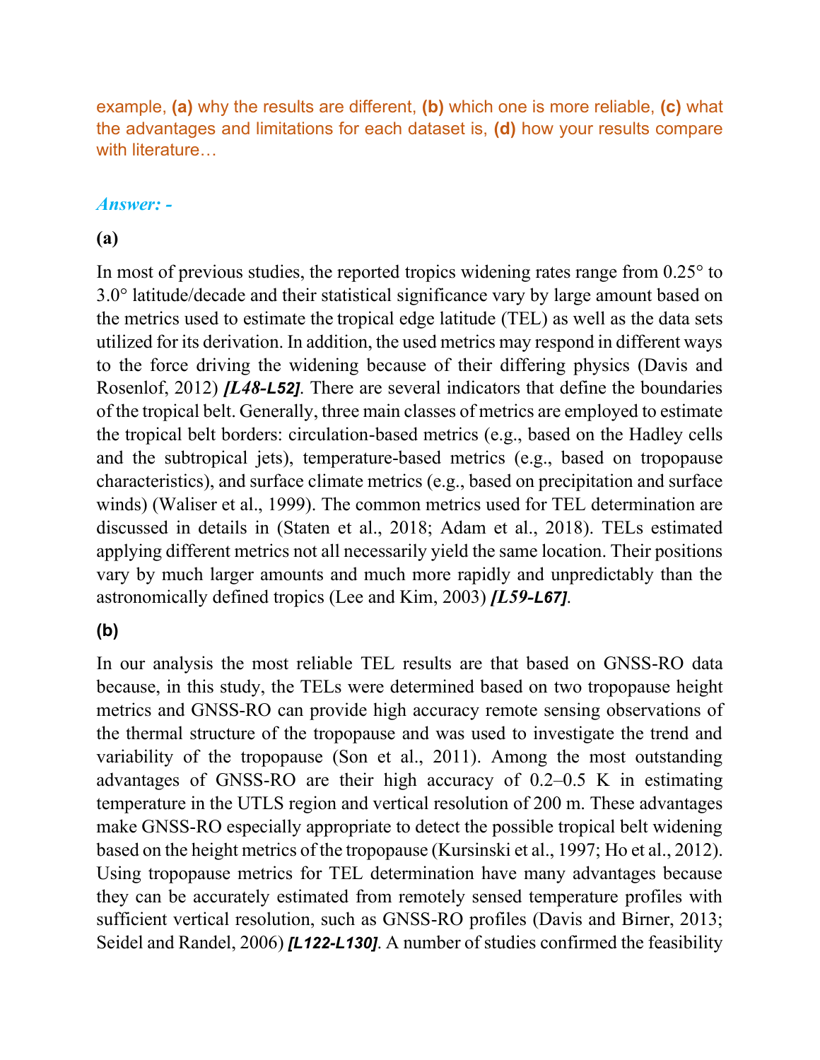example, **(a)** why the results are different, **(b)** which one is more reliable, **(c)** what the advantages and limitations for each dataset is, **(d)** how your results compare with literature…

***Answer: -***

**(a)**

In most of previous studies, the reported tropics widening rates range from 0.25° to 3.0° latitude/decade and their statistical significance vary by large amount based on the metrics used to estimate the tropical edge latitude (TEL) as well as the data sets utilized for its derivation. In addition, the used metrics may respond in different ways to the force driving the widening because of their differing physics (Davis and Rosenlof, 2012) ***[L48-L52]***. There are several indicators that define the boundaries of the tropical belt. Generally, three main classes of metrics are employed to estimate the tropical belt borders: circulation-based metrics (e.g., based on the Hadley cells and the subtropical jets), temperature-based metrics (e.g., based on tropopause characteristics), and surface climate metrics (e.g., based on precipitation and surface winds) (Waliser et al., 1999). The common metrics used for TEL determination are discussed in details in (Staten et al., 2018; Adam et al., 2018). TELs estimated applying different metrics not all necessarily yield the same location. Their positions vary by much larger amounts and much more rapidly and unpredictably than the astronomically defined tropics (Lee and Kim, 2003) ***[L59-L67]***.

**(b)**

In our analysis the most reliable TEL results are that based on GNSS-RO data because, in this study, the TELs were determined based on two tropopause height metrics and GNSS-RO can provide high accuracy remote sensing observations of the thermal structure of the tropopause and was used to investigate the trend and variability of the tropopause (Son et al., 2011). Among the most outstanding advantages of GNSS-RO are their high accuracy of 0.2–0.5 K in estimating temperature in the UTLS region and vertical resolution of 200 m. These advantages make GNSS-RO especially appropriate to detect the possible tropical belt widening based on the height metrics of the tropopause (Kursinski et al., 1997; Ho et al., 2012). Using tropopause metrics for TEL determination have many advantages because they can be accurately estimated from remotely sensed temperature profiles with sufficient vertical resolution, such as GNSS-RO profiles (Davis and Birner, 2013; Seidel and Randel, 2006) ***[L122-L130]***. A number of studies confirmed the feasibility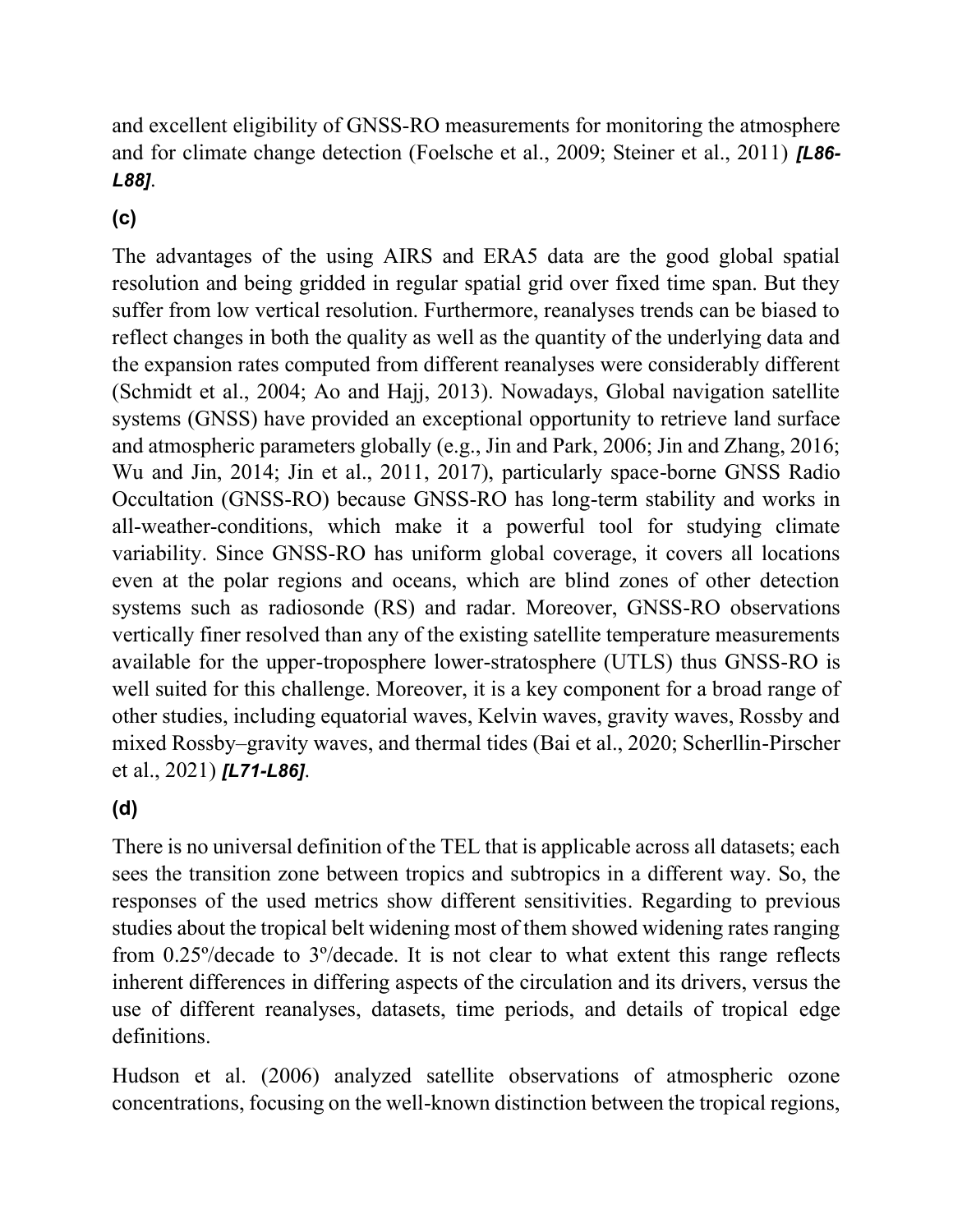and excellent eligibility of GNSS-RO measurements for monitoring the atmosphere and for climate change detection (Foelsche et al., 2009; Steiner et al., 2011) ***[L86-L88]***.

**(c)**

The advantages of the using AIRS and ERA5 data are the good global spatial resolution and being gridded in regular spatial grid over fixed time span. But they suffer from low vertical resolution. Furthermore, reanalyses trends can be biased to reflect changes in both the quality as well as the quantity of the underlying data and the expansion rates computed from different reanalyses were considerably different (Schmidt et al., 2004; Ao and Hajj, 2013). Nowadays, Global navigation satellite systems (GNSS) have provided an exceptional opportunity to retrieve land surface and atmospheric parameters globally (e.g., Jin and Park, 2006; Jin and Zhang, 2016; Wu and Jin, 2014; Jin et al., 2011, 2017), particularly space-borne GNSS Radio Occultation (GNSS-RO) because GNSS-RO has long-term stability and works in all-weather-conditions, which make it a powerful tool for studying climate variability. Since GNSS-RO has uniform global coverage, it covers all locations even at the polar regions and oceans, which are blind zones of other detection systems such as radiosonde (RS) and radar. Moreover, GNSS-RO observations vertically finer resolved than any of the existing satellite temperature measurements available for the upper-troposphere lower-stratosphere (UTLS) thus GNSS-RO is well suited for this challenge. Moreover, it is a key component for a broad range of other studies, including equatorial waves, Kelvin waves, gravity waves, Rossby and mixed Rossby–gravity waves, and thermal tides (Bai et al., 2020; Scherllin-Pirscher et al., 2021) ***[L71-L86]***.

**(d)**

There is no universal definition of the TEL that is applicable across all datasets; each sees the transition zone between tropics and subtropics in a different way. So, the responses of the used metrics show different sensitivities. Regarding to previous studies about the tropical belt widening most of them showed widening rates ranging from 0.25º/decade to 3º/decade. It is not clear to what extent this range reflects inherent differences in differing aspects of the circulation and its drivers, versus the use of different reanalyses, datasets, time periods, and details of tropical edge definitions.

Hudson et al. (2006) analyzed satellite observations of atmospheric ozone concentrations, focusing on the well-known distinction between the tropical regions,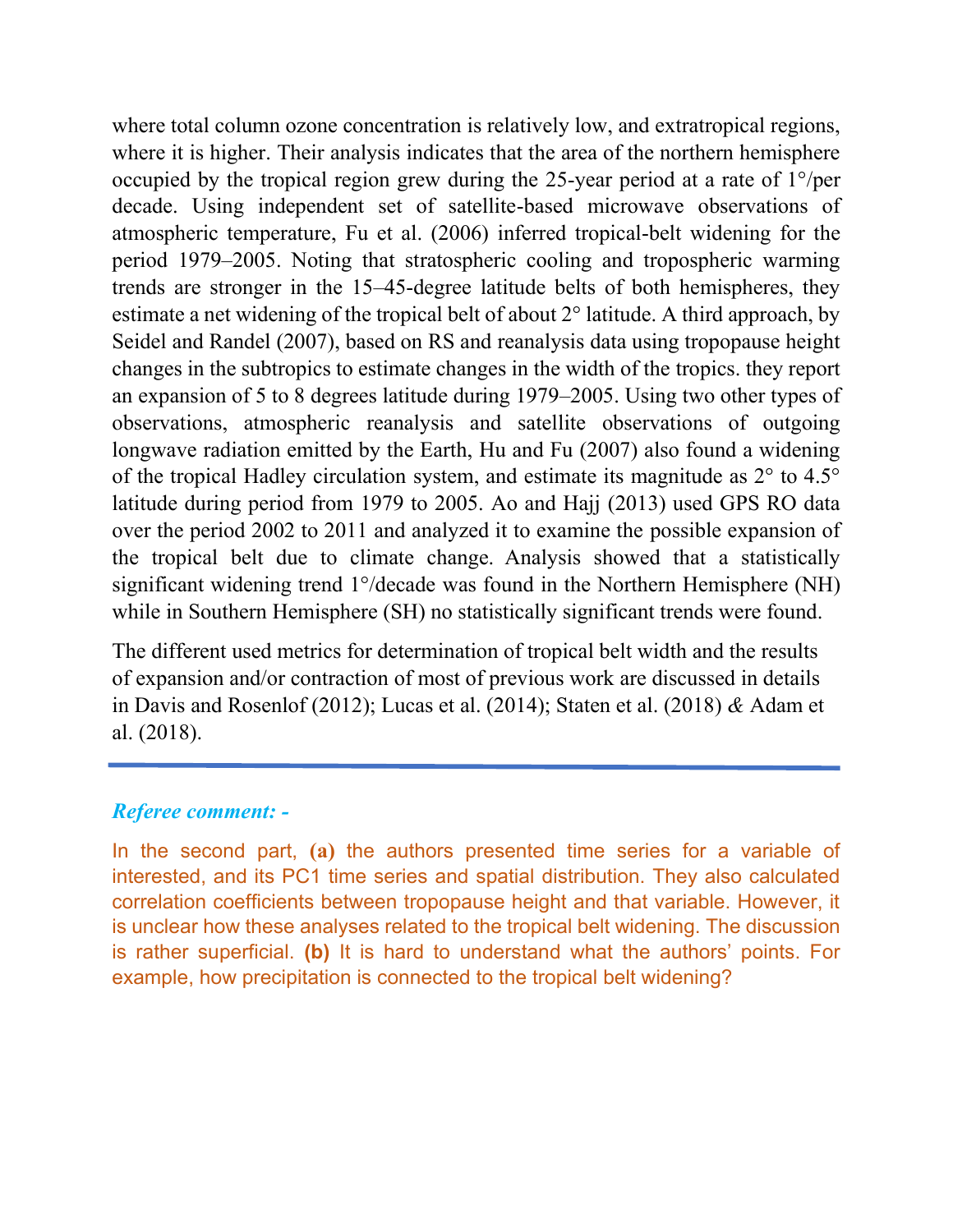where total column ozone concentration is relatively low, and extratropical regions, where it is higher. Their analysis indicates that the area of the northern hemisphere occupied by the tropical region grew during the 25-year period at a rate of 1°/per decade. Using independent set of satellite-based microwave observations of atmospheric temperature, Fu et al. (2006) inferred tropical-belt widening for the period 1979–2005. Noting that stratospheric cooling and tropospheric warming trends are stronger in the 15–45-degree latitude belts of both hemispheres, they estimate a net widening of the tropical belt of about 2° latitude. A third approach, by Seidel and Randel (2007), based on RS and reanalysis data using tropopause height changes in the subtropics to estimate changes in the width of the tropics. they report an expansion of 5 to 8 degrees latitude during 1979–2005. Using two other types of observations, atmospheric reanalysis and satellite observations of outgoing longwave radiation emitted by the Earth, Hu and Fu (2007) also found a widening of the tropical Hadley circulation system, and estimate its magnitude as 2° to 4.5° latitude during period from 1979 to 2005. Ao and Hajj (2013) used GPS RO data over the period 2002 to 2011 and analyzed it to examine the possible expansion of the tropical belt due to climate change. Analysis showed that a statistically significant widening trend 1°/decade was found in the Northern Hemisphere (NH) while in Southern Hemisphere (SH) no statistically significant trends were found.

The different used metrics for determination of tropical belt width and the results of expansion and/or contraction of most of previous work are discussed in details in Davis and Rosenlof (2012); Lucas et al. (2014); Staten et al. (2018) & Adam et al. (2018).

---

***Referee comment: -***

In the second part, **(a)** the authors presented time series for a variable of interested, and its PC1 time series and spatial distribution. They also calculated correlation coefficients between tropopause height and that variable. However, it is unclear how these analyses related to the tropical belt widening. The discussion is rather superficial. **(b)** It is hard to understand what the authors' points. For example, how precipitation is connected to the tropical belt widening?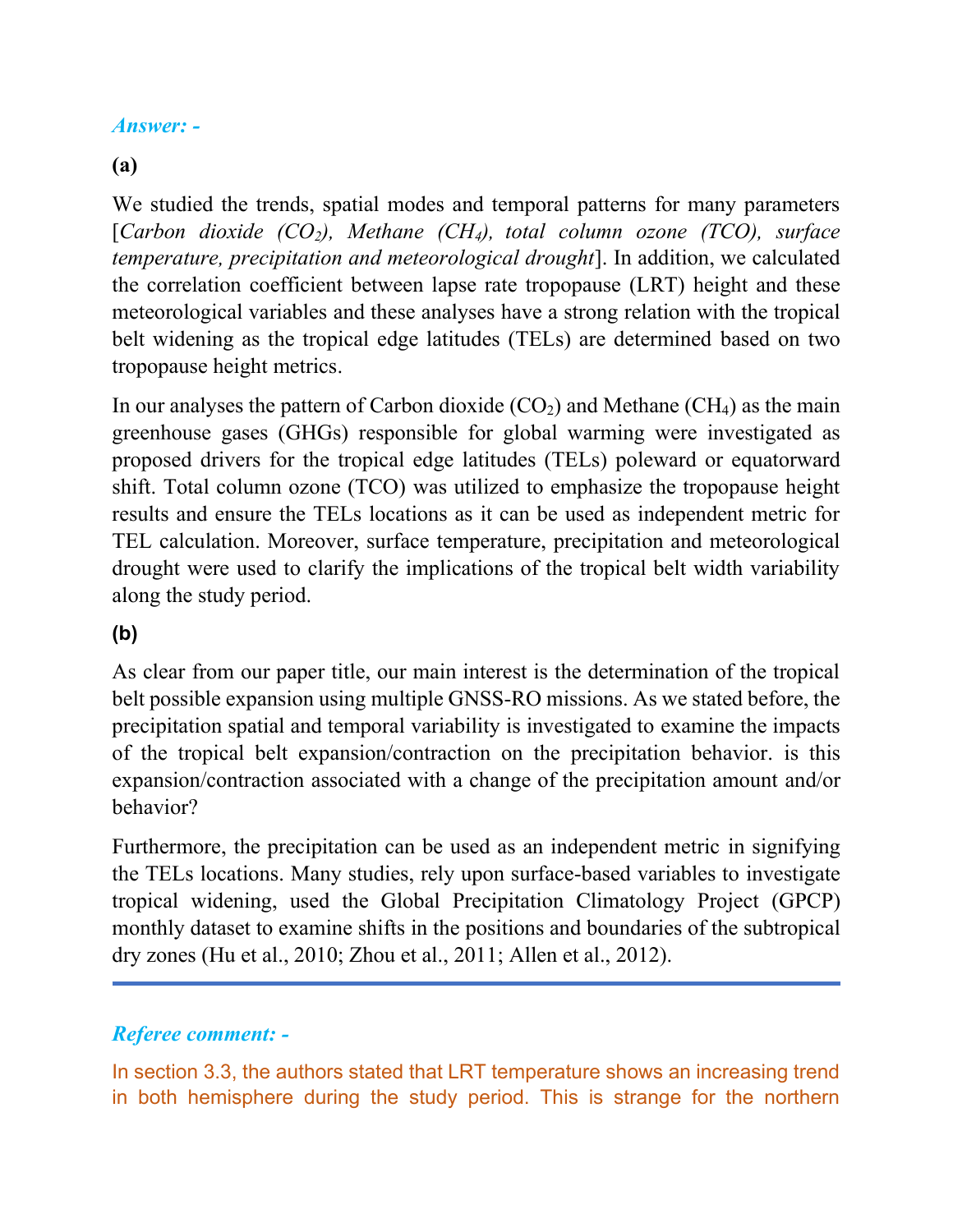***Answer: -***

**(a)**

We studied the trends, spatial modes and temporal patterns for many parameters [*Carbon dioxide ($CO_2$), Methane ($CH_4$), total column ozone (TCO), surface temperature, precipitation and meteorological drought*]. In addition, we calculated the correlation coefficient between lapse rate tropopause (LRT) height and these meteorological variables and these analyses have a strong relation with the tropical belt widening as the tropical edge latitudes (TELs) are determined based on two tropopause height metrics.

In our analyses the pattern of Carbon dioxide ($CO_2$) and Methane ($CH_4$) as the main greenhouse gases (GHGs) responsible for global warming were investigated as proposed drivers for the tropical edge latitudes (TELs) poleward or equatorward shift. Total column ozone (TCO) was utilized to emphasize the tropopause height results and ensure the TELs locations as it can be used as independent metric for TEL calculation. Moreover, surface temperature, precipitation and meteorological drought were used to clarify the implications of the tropical belt width variability along the study period.

**(b)**

As clear from our paper title, our main interest is the determination of the tropical belt possible expansion using multiple GNSS-RO missions. As we stated before, the precipitation spatial and temporal variability is investigated to examine the impacts of the tropical belt expansion/contraction on the precipitation behavior. is this expansion/contraction associated with a change of the precipitation amount and/or behavior?

Furthermore, the precipitation can be used as an independent metric in signifying the TELs locations. Many studies, rely upon surface-based variables to investigate tropical widening, used the Global Precipitation Climatology Project (GPCP) monthly dataset to examine shifts in the positions and boundaries of the subtropical dry zones (Hu et al., 2010; Zhou et al., 2011; Allen et al., 2012).

---

***Referee comment: -***

In section 3.3, the authors stated that LRT temperature shows an increasing trend in both hemisphere during the study period. This is strange for the northern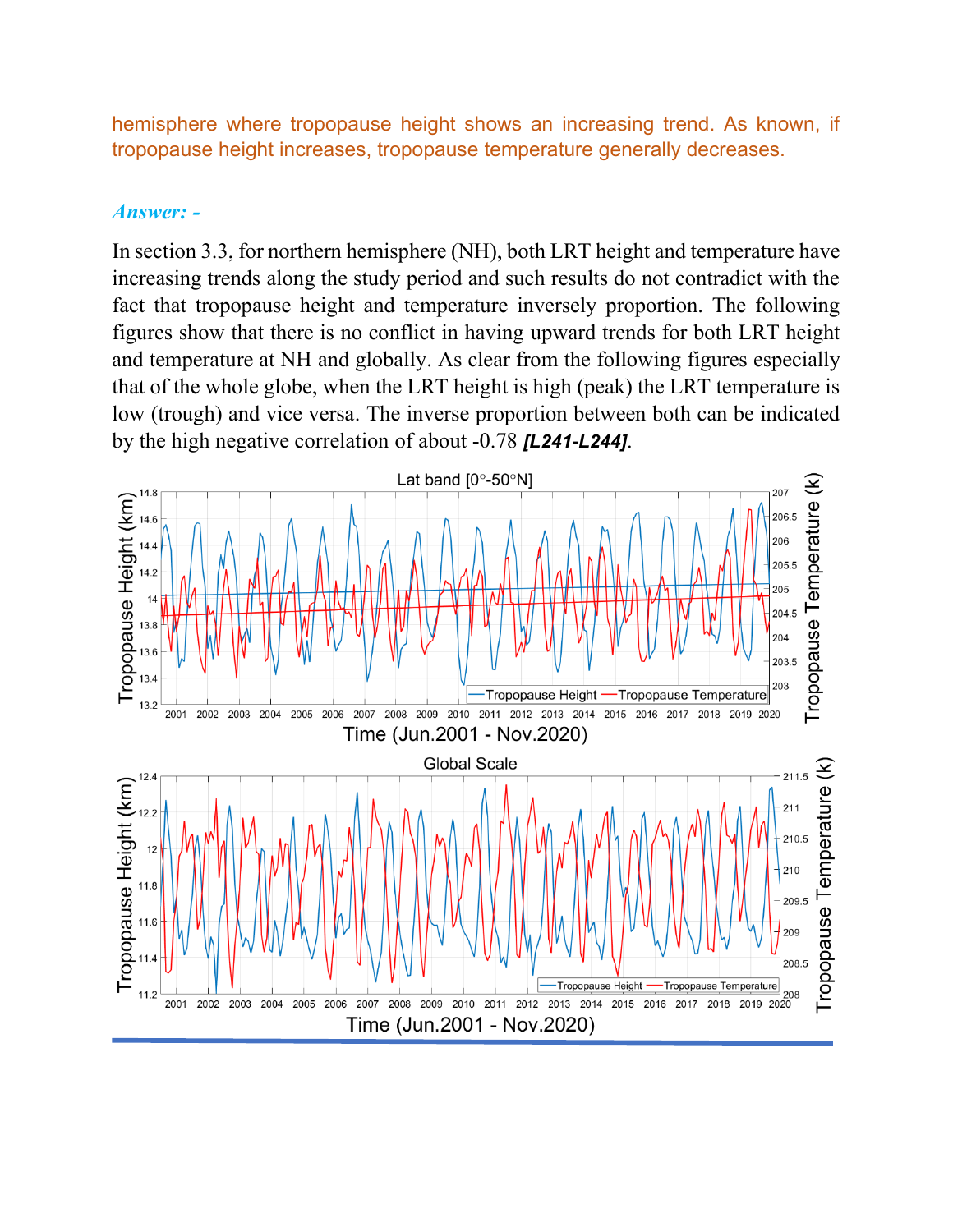hemisphere where tropopause height shows an increasing trend. As known, if tropopause height increases, tropopause temperature generally decreases.

***Answer: -***

In section 3.3, for northern hemisphere (NH), both LRT height and temperature have increasing trends along the study period and such results do not contradict with the fact that tropopause height and temperature inversely proportion. The following figures show that there is no conflict in having upward trends for both LRT height and temperature at NH and globally. As clear from the following figures especially that of the whole globe, when the LRT height is high (peak) the LRT temperature is low (trough) and vice versa. The inverse proportion between both can be indicated by the high negative correlation of about -0.78 ***[L241-L244]***.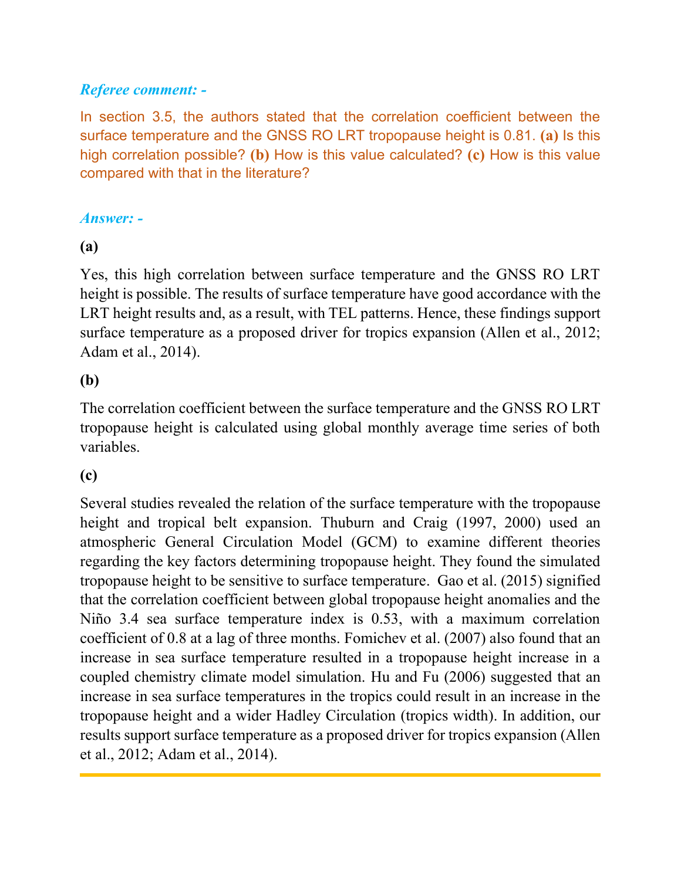***Referee comment: -***

In section 3.5, the authors stated that the correlation coefficient between the surface temperature and the GNSS RO LRT tropopause height is 0.81. **(a)** Is this high correlation possible? **(b)** How is this value calculated? **(c)** How is this value compared with that in the literature?

***Answer: -***

**(a)**

Yes, this high correlation between surface temperature and the GNSS RO LRT height is possible. The results of surface temperature have good accordance with the LRT height results and, as a result, with TEL patterns. Hence, these findings support surface temperature as a proposed driver for tropics expansion (Allen et al., 2012; Adam et al., 2014).

**(b)**

The correlation coefficient between the surface temperature and the GNSS RO LRT tropopause height is calculated using global monthly average time series of both variables.

**(c)**

Several studies revealed the relation of the surface temperature with the tropopause height and tropical belt expansion. Thuburn and Craig (1997, 2000) used an atmospheric General Circulation Model (GCM) to examine different theories regarding the key factors determining tropopause height. They found the simulated tropopause height to be sensitive to surface temperature. Gao et al. (2015) signified that the correlation coefficient between global tropopause height anomalies and the Niño 3.4 sea surface temperature index is 0.53, with a maximum correlation coefficient of 0.8 at a lag of three months. Fomichev et al. (2007) also found that an increase in sea surface temperature resulted in a tropopause height increase in a coupled chemistry climate model simulation. Hu and Fu (2006) suggested that an increase in sea surface temperatures in the tropics could result in an increase in the tropopause height and a wider Hadley Circulation (tropics width). In addition, our results support surface temperature as a proposed driver for tropics expansion (Allen et al., 2012; Adam et al., 2014).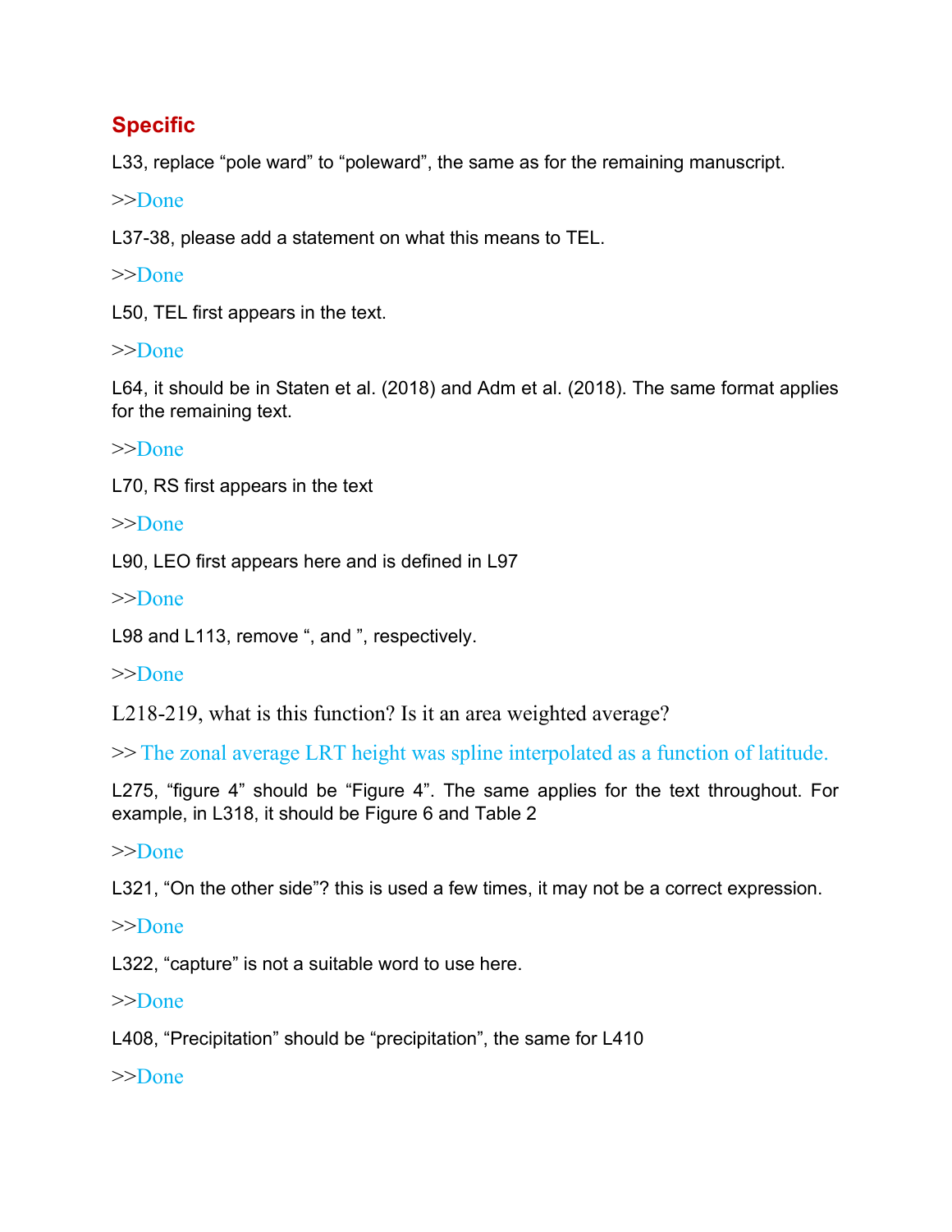## Specific

L33, replace “pole ward” to “poleward”, the same as for the remaining manuscript.

>>Done

L37-38, please add a statement on what this means to TEL.

>>Done

L50, TEL first appears in the text.

>>Done

L64, it should be in Staten et al. (2018) and Adm et al. (2018). The same format applies for the remaining text.

>>Done

L70, RS first appears in the text

>>Done

L90, LEO first appears here and is defined in L97

>>Done

L98 and L113, remove “, and ”, respectively.

>>Done

L218-219, what is this function? Is it an area weighted average?

>> The zonal average LRT height was spline interpolated as a function of latitude.

L275, “figure 4” should be “Figure 4”. The same applies for the text throughout. For example, in L318, it should be Figure 6 and Table 2

>>Done

L321, “On the other side”? this is used a few times, it may not be a correct expression.

>>Done

L322, “capture” is not a suitable word to use here.

>>Done

L408, “Precipitation” should be “precipitation”, the same for L410

>>Done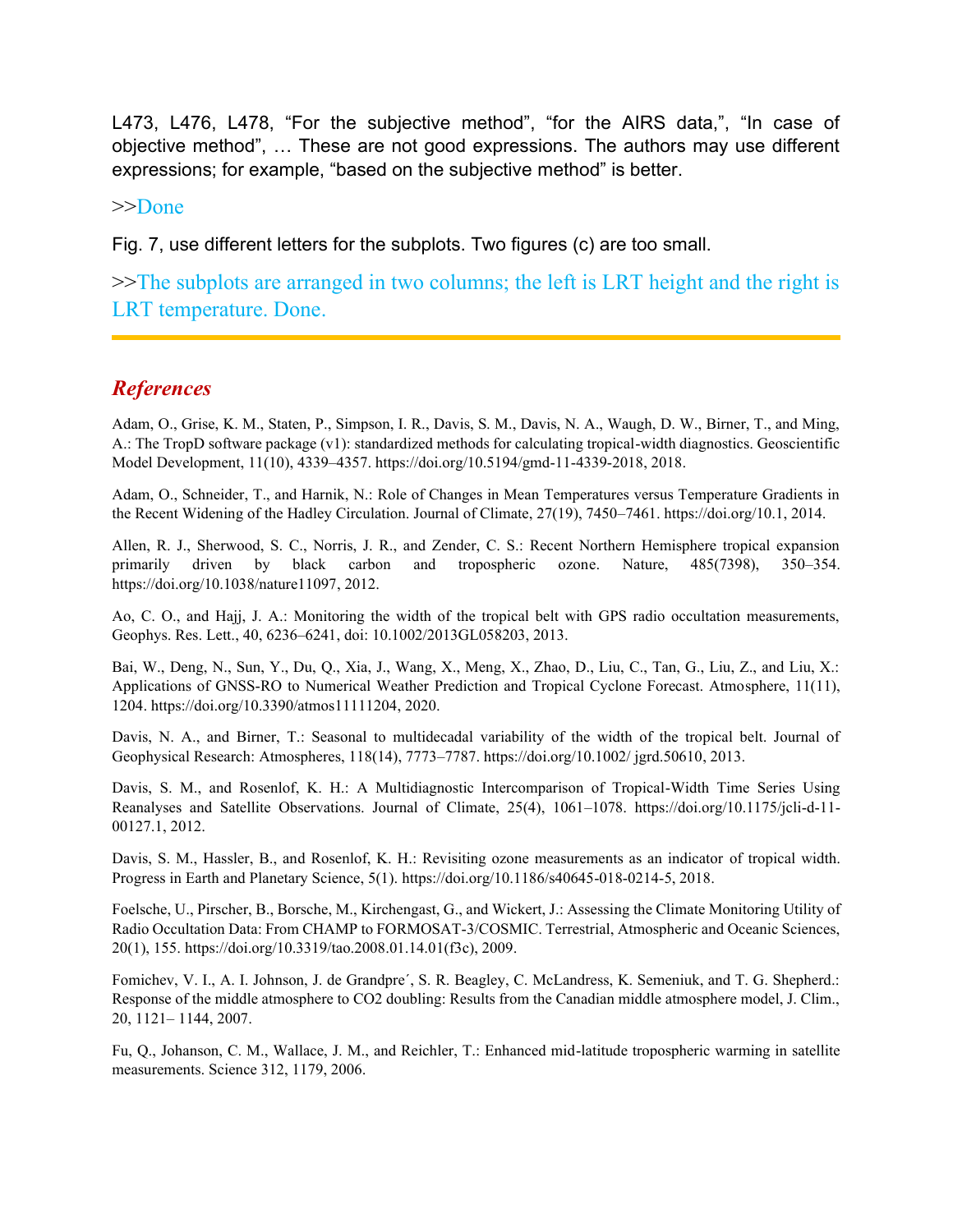L473, L476, L478, “For the subjective method”, “for the AIRS data,”, “In case of objective method”, … These are not good expressions. The authors may use different expressions; for example, “based on the subjective method” is better.

>>Done

Fig. 7, use different letters for the subplots. Two figures (c) are too small.

>>The subplots are arranged in two columns; the left is LRT height and the right is LRT temperature. Done.

---

## *References*

Adam, O., Grise, K. M., Staten, P., Simpson, I. R., Davis, S. M., Davis, N. A., Waugh, D. W., Birner, T., and Ming, A.: The TropD software package (v1): standardized methods for calculating tropical-width diagnostics. Geoscientific Model Development, 11(10), 4339–4357. https://doi.org/10.5194/gmd-11-4339-2018, 2018.

Adam, O., Schneider, T., and Harnik, N.: Role of Changes in Mean Temperatures versus Temperature Gradients in the Recent Widening of the Hadley Circulation. Journal of Climate, 27(19), 7450–7461. https://doi.org/10.1, 2014.

Allen, R. J., Sherwood, S. C., Norris, J. R., and Zender, C. S.: Recent Northern Hemisphere tropical expansion primarily driven by black carbon and tropospheric ozone. Nature, 485(7398), 350–354. https://doi.org/10.1038/nature11097, 2012.

Ao, C. O., and Hajj, J. A.: Monitoring the width of the tropical belt with GPS radio occultation measurements, Geophys. Res. Lett., 40, 6236–6241, doi: 10.1002/2013GL058203, 2013.

Bai, W., Deng, N., Sun, Y., Du, Q., Xia, J., Wang, X., Meng, X., Zhao, D., Liu, C., Tan, G., Liu, Z., and Liu, X.: Applications of GNSS-RO to Numerical Weather Prediction and Tropical Cyclone Forecast. Atmosphere, 11(11), 1204. https://doi.org/10.3390/atmos11111204, 2020.

Davis, N. A., and Birner, T.: Seasonal to multidecadal variability of the width of the tropical belt. Journal of Geophysical Research: Atmospheres, 118(14), 7773–7787. https://doi.org/10.1002/ jgrd.50610, 2013.

Davis, S. M., and Rosenlof, K. H.: A Multidiagnostic Intercomparison of Tropical-Width Time Series Using Reanalyses and Satellite Observations. Journal of Climate, 25(4), 1061–1078. https://doi.org/10.1175/jcli-d-11-00127.1, 2012.

Davis, S. M., Hassler, B., and Rosenlof, K. H.: Revisiting ozone measurements as an indicator of tropical width. Progress in Earth and Planetary Science, 5(1). https://doi.org/10.1186/s40645-018-0214-5, 2018.

Foelsche, U., Pirscher, B., Borsche, M., Kirchengast, G., and Wickert, J.: Assessing the Climate Monitoring Utility of Radio Occultation Data: From CHAMP to FORMOSAT-3/COSMIC. Terrestrial, Atmospheric and Oceanic Sciences, 20(1), 155. https://doi.org/10.3319/tao.2008.01.14.01(f3c), 2009.

Fomichev, V. I., A. I. Johnson, J. de Grandpre´, S. R. Beagley, C. McLandress, K. Semeniuk, and T. G. Shepherd.: Response of the middle atmosphere to CO2 doubling: Results from the Canadian middle atmosphere model, J. Clim., 20, 1121– 1144, 2007.

Fu, Q., Johanson, C. M., Wallace, J. M., and Reichler, T.: Enhanced mid-latitude tropospheric warming in satellite measurements. Science 312, 1179, 2006.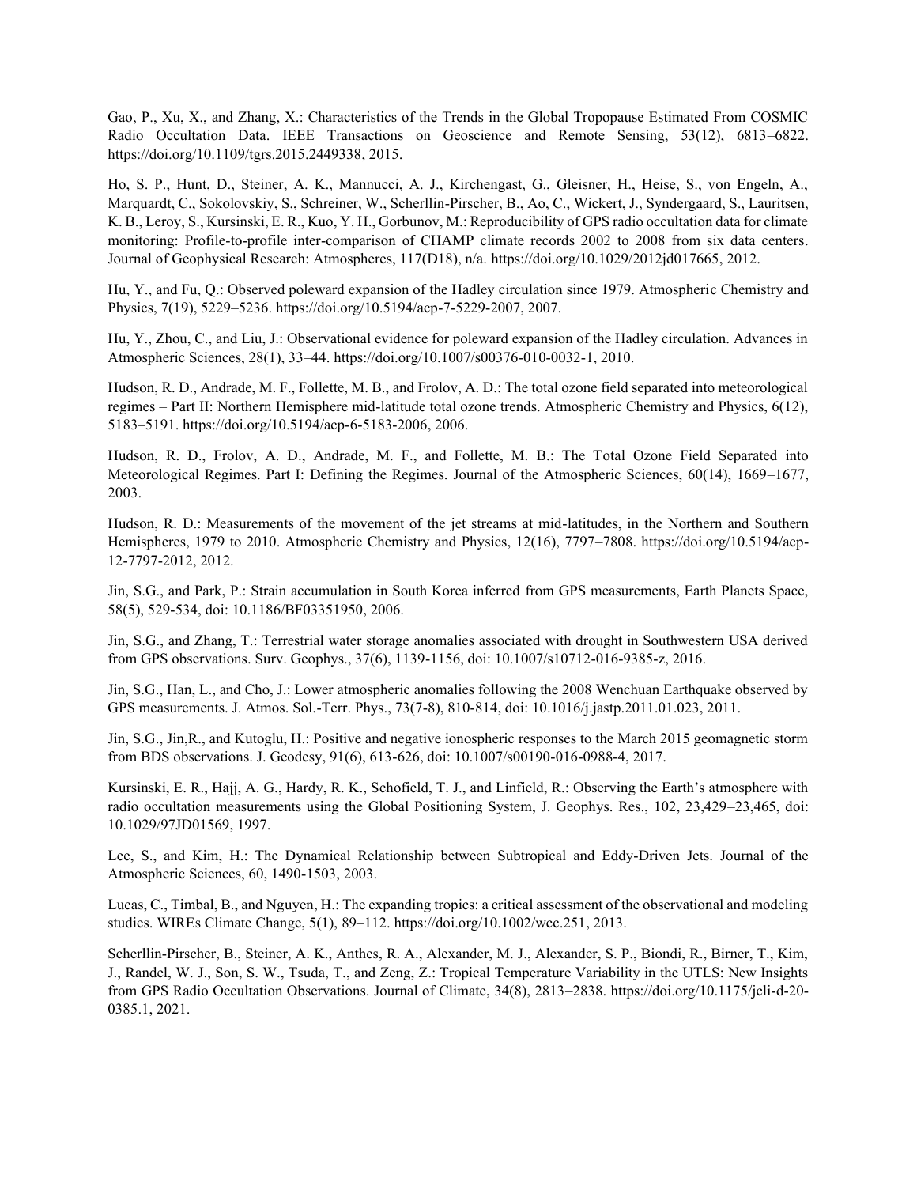Gao, P., Xu, X., and Zhang, X.: Characteristics of the Trends in the Global Tropopause Estimated From COSMIC Radio Occultation Data. IEEE Transactions on Geoscience and Remote Sensing, 53(12), 6813–6822. https://doi.org/10.1109/tgrs.2015.2449338, 2015.

Ho, S. P., Hunt, D., Steiner, A. K., Mannucci, A. J., Kirchengast, G., Gleisner, H., Heise, S., von Engeln, A., Marquardt, C., Sokolovskiy, S., Schreiner, W., Scherllin-Pirscher, B., Ao, C., Wickert, J., Syndergaard, S., Lauritsen, K. B., Leroy, S., Kursinski, E. R., Kuo, Y. H., Gorbunov, M.: Reproducibility of GPS radio occultation data for climate monitoring: Profile-to-profile inter-comparison of CHAMP climate records 2002 to 2008 from six data centers. Journal of Geophysical Research: Atmospheres, 117(D18), n/a. https://doi.org/10.1029/2012jd017665, 2012.

Hu, Y., and Fu, Q.: Observed poleward expansion of the Hadley circulation since 1979. Atmospheric Chemistry and Physics, 7(19), 5229–5236. https://doi.org/10.5194/acp-7-5229-2007, 2007.

Hu, Y., Zhou, C., and Liu, J.: Observational evidence for poleward expansion of the Hadley circulation. Advances in Atmospheric Sciences, 28(1), 33–44. https://doi.org/10.1007/s00376-010-0032-1, 2010.

Hudson, R. D., Andrade, M. F., Follette, M. B., and Frolov, A. D.: The total ozone field separated into meteorological regimes – Part II: Northern Hemisphere mid-latitude total ozone trends. Atmospheric Chemistry and Physics, 6(12), 5183–5191. https://doi.org/10.5194/acp-6-5183-2006, 2006.

Hudson, R. D., Frolov, A. D., Andrade, M. F., and Follette, M. B.: The Total Ozone Field Separated into Meteorological Regimes. Part I: Defining the Regimes. Journal of the Atmospheric Sciences, 60(14), 1669–1677, 2003.

Hudson, R. D.: Measurements of the movement of the jet streams at mid-latitudes, in the Northern and Southern Hemispheres, 1979 to 2010. Atmospheric Chemistry and Physics, 12(16), 7797–7808. https://doi.org/10.5194/acp-12-7797-2012, 2012.

Jin, S.G., and Park, P.: Strain accumulation in South Korea inferred from GPS measurements, Earth Planets Space, 58(5), 529-534, doi: 10.1186/BF03351950, 2006.

Jin, S.G., and Zhang, T.: Terrestrial water storage anomalies associated with drought in Southwestern USA derived from GPS observations. Surv. Geophys., 37(6), 1139-1156, doi: 10.1007/s10712-016-9385-z, 2016.

Jin, S.G., Han, L., and Cho, J.: Lower atmospheric anomalies following the 2008 Wenchuan Earthquake observed by GPS measurements. J. Atmos. Sol.-Terr. Phys., 73(7-8), 810-814, doi: 10.1016/j.jastp.2011.01.023, 2011.

Jin, S.G., Jin,R., and Kutoglu, H.: Positive and negative ionospheric responses to the March 2015 geomagnetic storm from BDS observations. J. Geodesy, 91(6), 613-626, doi: 10.1007/s00190-016-0988-4, 2017.

Kursinski, E. R., Hajj, A. G., Hardy, R. K., Schofield, T. J., and Linfield, R.: Observing the Earth's atmosphere with radio occultation measurements using the Global Positioning System, J. Geophys. Res., 102, 23,429–23,465, doi: 10.1029/97JD01569, 1997.

Lee, S., and Kim, H.: The Dynamical Relationship between Subtropical and Eddy-Driven Jets. Journal of the Atmospheric Sciences, 60, 1490-1503, 2003.

Lucas, C., Timbal, B., and Nguyen, H.: The expanding tropics: a critical assessment of the observational and modeling studies. WIREs Climate Change, 5(1), 89–112. https://doi.org/10.1002/wcc.251, 2013.

Scherllin-Pirscher, B., Steiner, A. K., Anthes, R. A., Alexander, M. J., Alexander, S. P., Biondi, R., Birner, T., Kim, J., Randel, W. J., Son, S. W., Tsuda, T., and Zeng, Z.: Tropical Temperature Variability in the UTLS: New Insights from GPS Radio Occultation Observations. Journal of Climate, 34(8), 2813–2838. https://doi.org/10.1175/jcli-d-20-0385.1, 2021.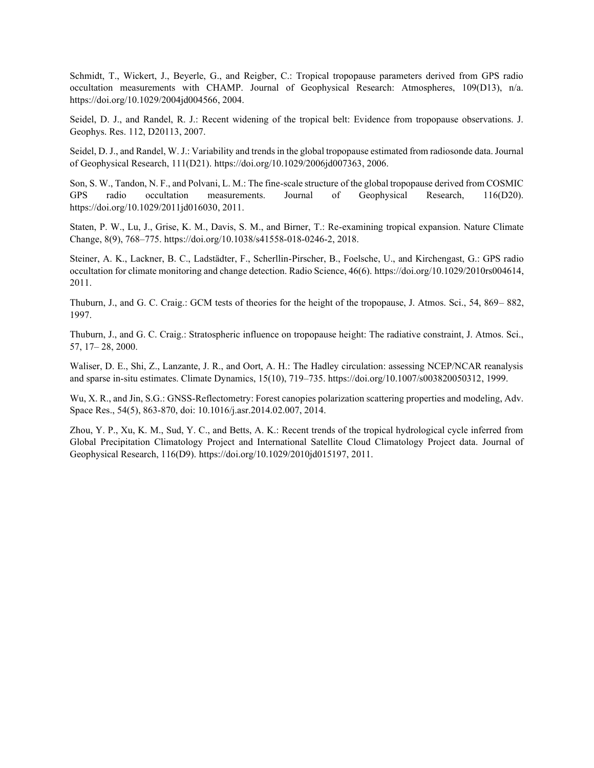Schmidt, T., Wickert, J., Beyerle, G., and Reigber, C.: Tropical tropopause parameters derived from GPS radio occultation measurements with CHAMP. Journal of Geophysical Research: Atmospheres, 109(D13), n/a. https://doi.org/10.1029/2004jd004566, 2004.

Seidel, D. J., and Randel, R. J.: Recent widening of the tropical belt: Evidence from tropopause observations. J. Geophys. Res. 112, D20113, 2007.

Seidel, D. J., and Randel, W. J.: Variability and trends in the global tropopause estimated from radiosonde data. Journal of Geophysical Research, 111(D21). https://doi.org/10.1029/2006jd007363, 2006.

Son, S. W., Tandon, N. F., and Polvani, L. M.: The fine-scale structure of the global tropopause derived from COSMIC GPS radio occultation measurements. Journal of Geophysical Research, 116(D20). https://doi.org/10.1029/2011jd016030, 2011.

Staten, P. W., Lu, J., Grise, K. M., Davis, S. M., and Birner, T.: Re-examining tropical expansion. Nature Climate Change, 8(9), 768–775. https://doi.org/10.1038/s41558-018-0246-2, 2018.

Steiner, A. K., Lackner, B. C., Ladstädter, F., Scherllin-Pirscher, B., Foelsche, U., and Kirchengast, G.: GPS radio occultation for climate monitoring and change detection. Radio Science, 46(6). https://doi.org/10.1029/2010rs004614, 2011.

Thuburn, J., and G. C. Craig.: GCM tests of theories for the height of the tropopause, J. Atmos. Sci., 54, 869– 882, 1997.

Thuburn, J., and G. C. Craig.: Stratospheric influence on tropopause height: The radiative constraint, J. Atmos. Sci., 57, 17– 28, 2000.

Waliser, D. E., Shi, Z., Lanzante, J. R., and Oort, A. H.: The Hadley circulation: assessing NCEP/NCAR reanalysis and sparse in-situ estimates. Climate Dynamics, 15(10), 719–735. https://doi.org/10.1007/s003820050312, 1999.

Wu, X. R., and Jin, S.G.: GNSS-Reflectometry: Forest canopies polarization scattering properties and modeling, Adv. Space Res., 54(5), 863-870, doi: 10.1016/j.asr.2014.02.007, 2014.

Zhou, Y. P., Xu, K. M., Sud, Y. C., and Betts, A. K.: Recent trends of the tropical hydrological cycle inferred from Global Precipitation Climatology Project and International Satellite Cloud Climatology Project data. Journal of Geophysical Research, 116(D9). https://doi.org/10.1029/2010jd015197, 2011.